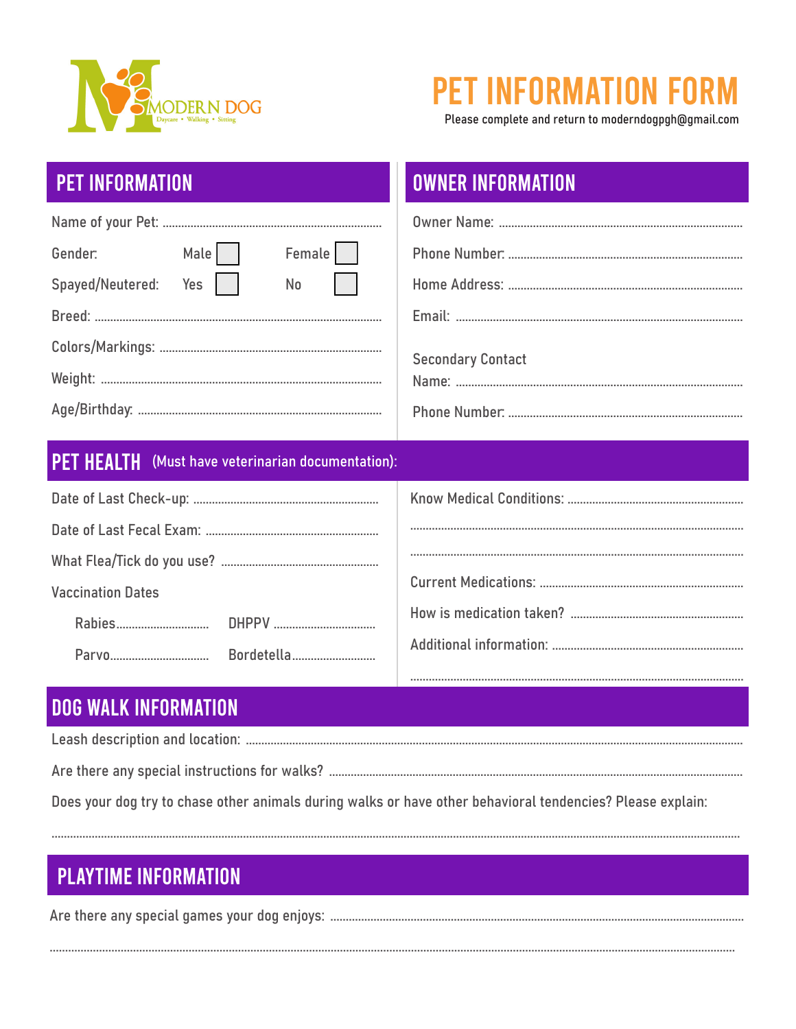MODERN DOG
Daycare • Walking • Sitting

# PET INFORMATION FORM

Please complete and return to moderndogpgh@gmail.com

## PET INFORMATION

Name of your Pet: ..................................................................

Gender: Male ☐ Female ☐

Spayed/Neutered: Yes ☐ No ☐

Breed: ..................................................................

Colors/Markings: ..................................................................

Weight: ..................................................................

Age/Birthday: ..................................................................

## OWNER INFORMATION

Owner Name: ..................................................................

Phone Number: ..................................................................

Home Address: ..................................................................

Email: ..................................................................

Secondary Contact
Name: ..................................................................

Phone Number: ..................................................................

## PET HEALTH (Must have veterinarian documentation):

Date of Last Check-up: ..................................................................

Date of Last Fecal Exam: ..................................................................

What Flea/Tick do you use? ..................................................................

Vaccination Dates

Rabies.............................. DHPPV ..............................

Parvo.............................. Bordetella..............................

Know Medical Conditions: ..................................................................

..................................................................

..................................................................

Current Medications: ..................................................................

How is medication taken? ..................................................................

Additional information: ..................................................................

..................................................................

## DOG WALK INFORMATION

Leash description and location: ..................................................................

Are there any special instructions for walks? ..................................................................

Does your dog try to chase other animals during walks or have other behavioral tendencies? Please explain:

..................................................................

## PLAYTIME INFORMATION

Are there any special games your dog enjoys: ..................................................................

..................................................................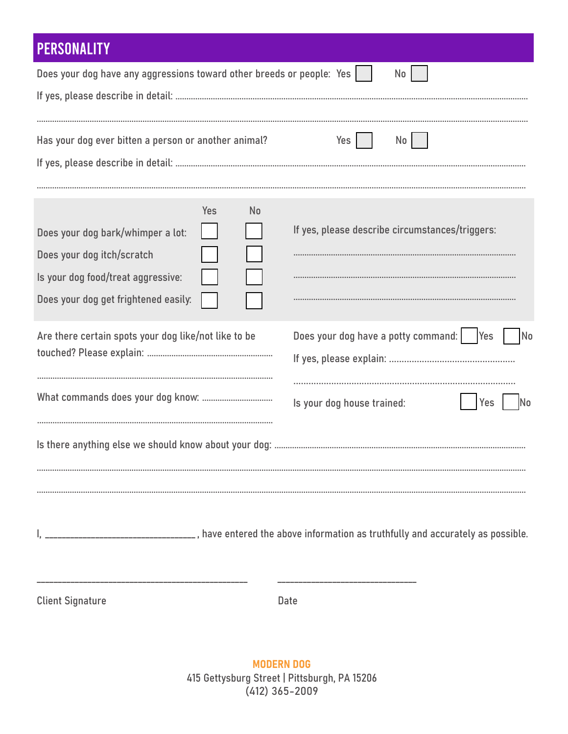## PERSONALITY

Does your dog have any aggressions toward other breeds or people: Yes ☐ No ☐

If yes, please describe in detail: ..............................................................................................................

..............................................................................................................

Has your dog ever bitten a person or another animal? Yes ☐ No ☐

If yes, please describe in detail: ..............................................................................................................

..............................................................................................................

| | Yes | No |
|---|---|---|
| Does your dog bark/whimper a lot: | ☐ | ☐ |
| Does your dog itch/scratch | ☐ | ☐ |
| Is your dog food/treat aggressive: | ☐ | ☐ |
| Does your dog get frightened easily: | ☐ | ☐ |

If yes, please describe circumstances/triggers:

..............................................................................................................

..............................................................................................................

..............................................................................................................

Are there certain spots your dog like/not like to be touched? Please explain: ..............................................................

..............................................................................................................

What commands does your dog know: ..............................................................

..............................................................................................................

Does your dog have a potty command: ☐ Yes ☐ No

If yes, please explain: ..............................................................

..............................................................................................................

Is your dog house trained: ☐ Yes ☐ No

Is there anything else we should know about your dog: ..............................................................................................................

..............................................................................................................

..............................................................................................................

I, ________________________________ , have entered the above information as truthfully and accurately as possible.

____________________________________________ ____________________________

Client Signature Date

**MODERN DOG**
415 Gettysburg Street | Pittsburgh, PA 15206
(412) 365-2009